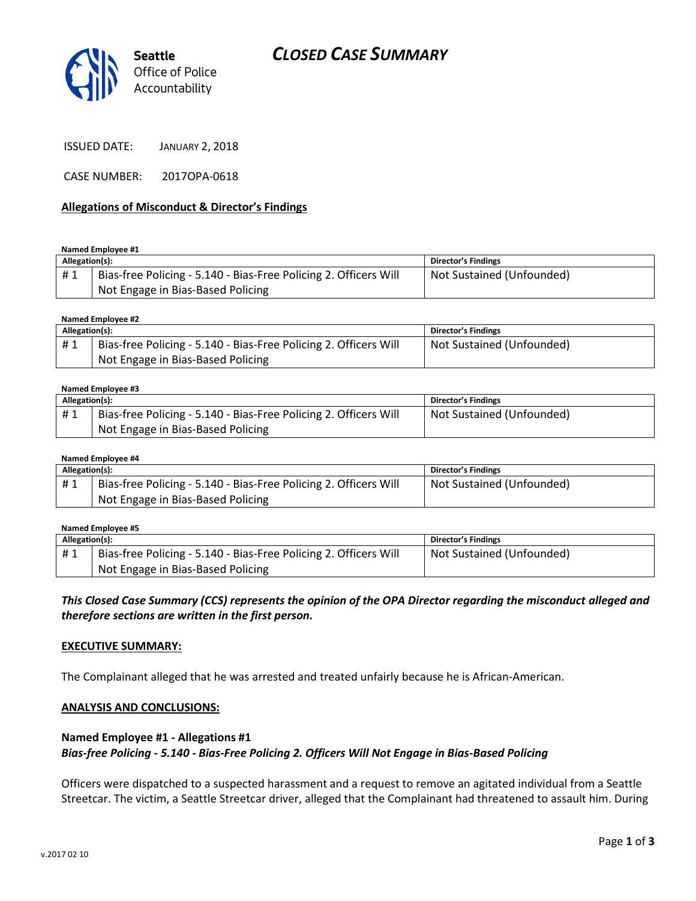Seattle Office of Police Accountability

# CLOSED CASE SUMMARY

ISSUED DATE: JANUARY 2, 2018

CASE NUMBER: 2017OPA-0618

## Allegations of Misconduct & Director's Findings

**Named Employee #1**

| Allegation(s): | | Director's Findings |
| --- | --- | --- |
| # 1 | Bias-free Policing - 5.140 - Bias-Free Policing 2. Officers Will Not Engage in Bias-Based Policing | Not Sustained (Unfounded) |

**Named Employee #2**

| Allegation(s): | | Director's Findings |
| --- | --- | --- |
| # 1 | Bias-free Policing - 5.140 - Bias-Free Policing 2. Officers Will Not Engage in Bias-Based Policing | Not Sustained (Unfounded) |

**Named Employee #3**

| Allegation(s): | | Director's Findings |
| --- | --- | --- |
| # 1 | Bias-free Policing - 5.140 - Bias-Free Policing 2. Officers Will Not Engage in Bias-Based Policing | Not Sustained (Unfounded) |

**Named Employee #4**

| Allegation(s): | | Director's Findings |
| --- | --- | --- |
| # 1 | Bias-free Policing - 5.140 - Bias-Free Policing 2. Officers Will Not Engage in Bias-Based Policing | Not Sustained (Unfounded) |

**Named Employee #5**

| Allegation(s): | | Director's Findings |
| --- | --- | --- |
| # 1 | Bias-free Policing - 5.140 - Bias-Free Policing 2. Officers Will Not Engage in Bias-Based Policing | Not Sustained (Unfounded) |

***This Closed Case Summary (CCS) represents the opinion of the OPA Director regarding the misconduct alleged and therefore sections are written in the first person.***

## EXECUTIVE SUMMARY:

The Complainant alleged that he was arrested and treated unfairly because he is African-American.

## ANALYSIS AND CONCLUSIONS:

### Named Employee #1 - Allegations #1
***Bias-free Policing - 5.140 - Bias-Free Policing 2. Officers Will Not Engage in Bias-Based Policing***

Officers were dispatched to a suspected harassment and a request to remove an agitated individual from a Seattle Streetcar. The victim, a Seattle Streetcar driver, alleged that the Complainant had threatened to assault him. During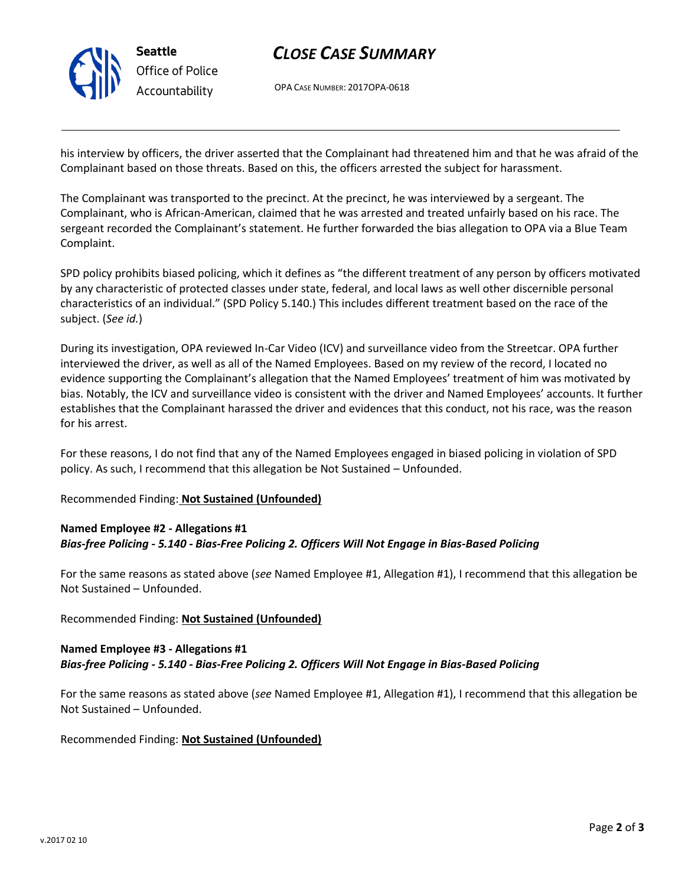his interview by officers, the driver asserted that the Complainant had threatened him and that he was afraid of the Complainant based on those threats. Based on this, the officers arrested the subject for harassment.

The Complainant was transported to the precinct. At the precinct, he was interviewed by a sergeant. The Complainant, who is African-American, claimed that he was arrested and treated unfairly based on his race. The sergeant recorded the Complainant's statement. He further forwarded the bias allegation to OPA via a Blue Team Complaint.

SPD policy prohibits biased policing, which it defines as "the different treatment of any person by officers motivated by any characteristic of protected classes under state, federal, and local laws as well other discernible personal characteristics of an individual." (SPD Policy 5.140.) This includes different treatment based on the race of the subject. (*See id.*)

During its investigation, OPA reviewed In-Car Video (ICV) and surveillance video from the Streetcar. OPA further interviewed the driver, as well as all of the Named Employees. Based on my review of the record, I located no evidence supporting the Complainant's allegation that the Named Employees' treatment of him was motivated by bias. Notably, the ICV and surveillance video is consistent with the driver and Named Employees' accounts. It further establishes that the Complainant harassed the driver and evidences that this conduct, not his race, was the reason for his arrest.

For these reasons, I do not find that any of the Named Employees engaged in biased policing in violation of SPD policy. As such, I recommend that this allegation be Not Sustained – Unfounded.

Recommended Finding: **Not Sustained (Unfounded)**

**Named Employee #2 - Allegations #1**
***Bias-free Policing - 5.140 - Bias-Free Policing 2. Officers Will Not Engage in Bias-Based Policing***

For the same reasons as stated above (*see* Named Employee #1, Allegation #1), I recommend that this allegation be Not Sustained – Unfounded.

Recommended Finding: **Not Sustained (Unfounded)**

**Named Employee #3 - Allegations #1**
***Bias-free Policing - 5.140 - Bias-Free Policing 2. Officers Will Not Engage in Bias-Based Policing***

For the same reasons as stated above (*see* Named Employee #1, Allegation #1), I recommend that this allegation be Not Sustained – Unfounded.

Recommended Finding: **Not Sustained (Unfounded)**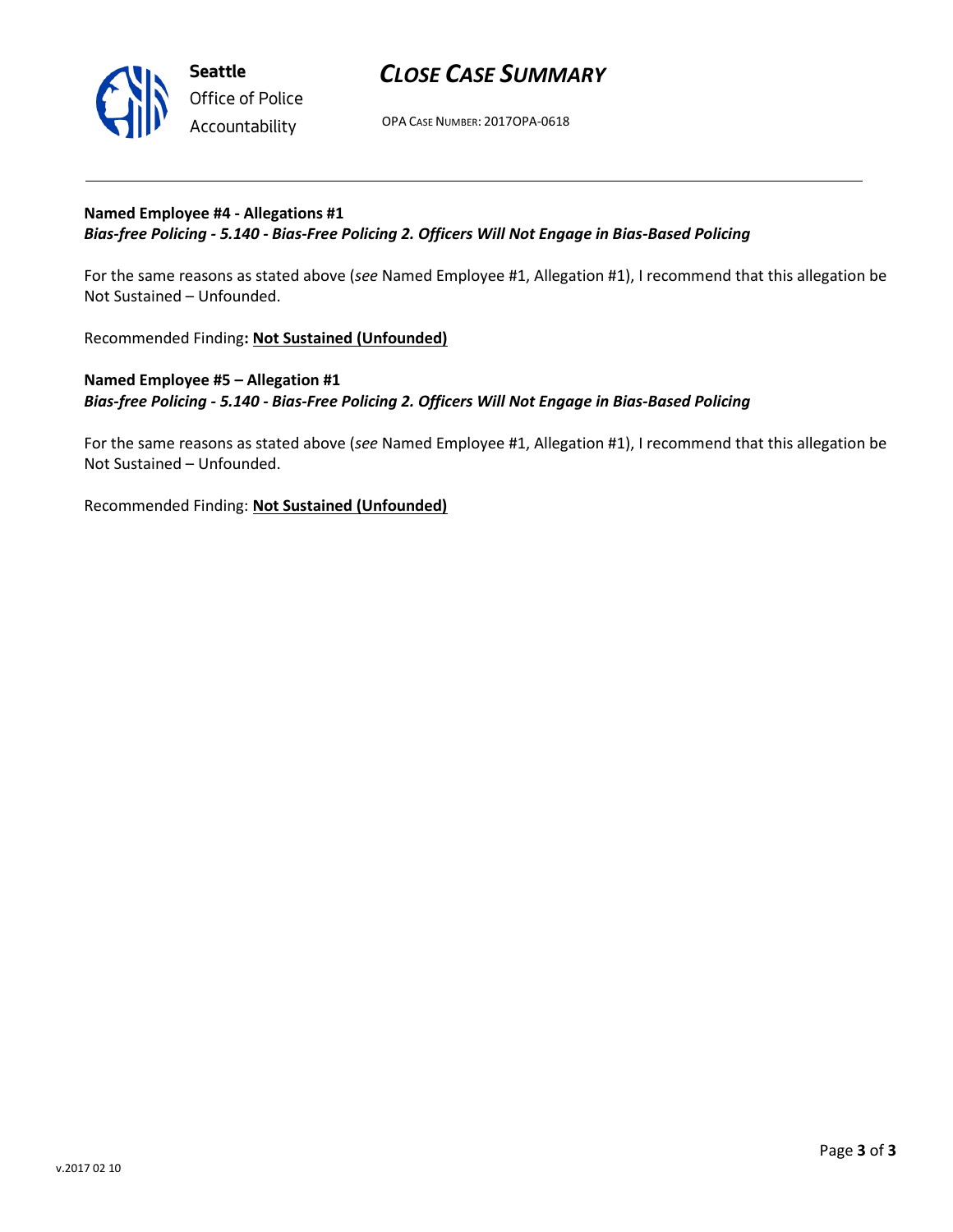**Named Employee #4 - Allegations #1**
***Bias-free Policing - 5.140 - Bias-Free Policing 2. Officers Will Not Engage in Bias-Based Policing***

For the same reasons as stated above (*see* Named Employee #1, Allegation #1), I recommend that this allegation be Not Sustained – Unfounded.

Recommended Finding**: Not Sustained (Unfounded)**

**Named Employee #5 – Allegation #1**
***Bias-free Policing - 5.140 - Bias-Free Policing 2. Officers Will Not Engage in Bias-Based Policing***

For the same reasons as stated above (*see* Named Employee #1, Allegation #1), I recommend that this allegation be Not Sustained – Unfounded.

Recommended Finding: **Not Sustained (Unfounded)**